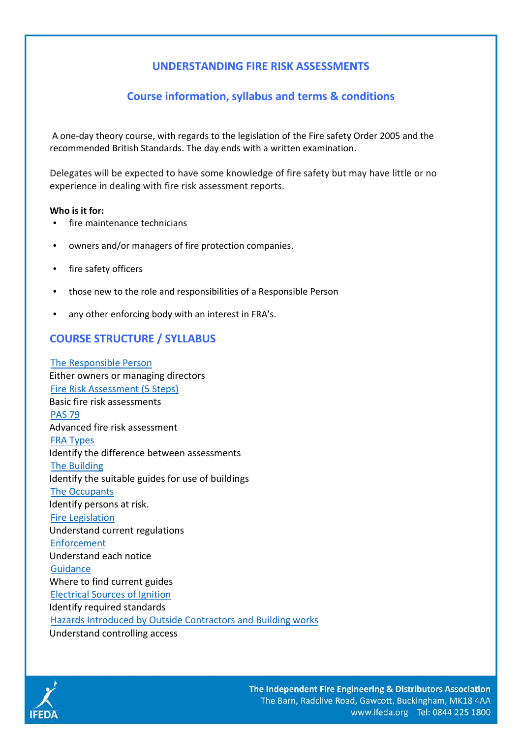# UNDERSTANDING FIRE RISK ASSESSMENTS

## Course information, syllabus and terms & conditions

A one-day theory course, with regards to the legislation of the Fire safety Order 2005 and the recommended British Standards. The day ends with a written examination.

Delegates will be expected to have some knowledge of fire safety but may have little or no experience in dealing with fire risk assessment reports.

**Who is it for:**

- fire maintenance technicians
- owners and/or managers of fire protection companies.
- fire safety officers
- those new to the role and responsibilities of a Responsible Person
- any other enforcing body with an interest in FRA's.

## COURSE STRUCTURE / SYLLABUS

The Responsible Person
Either owners or managing directors

Fire Risk Assessment (5 Steps)
Basic fire risk assessments

PAS 79
Advanced fire risk assessment

FRA Types
Identify the difference between assessments

The Building
Identify the suitable guides for use of buildings

The Occupants
Identify persons at risk.

Fire Legislation
Understand current regulations

Enforcement
Understand each notice

Guidance
Where to find current guides

Electrical Sources of Ignition
Identify required standards

Hazards Introduced by Outside Contractors and Building works
Understand controlling access

**The Independent Fire Engineering & Distributors Association**
The Barn, Radclive Road, Gawcott, Buckingham, MK18 4AA
www.ifeda.org Tel: 0844 225 1800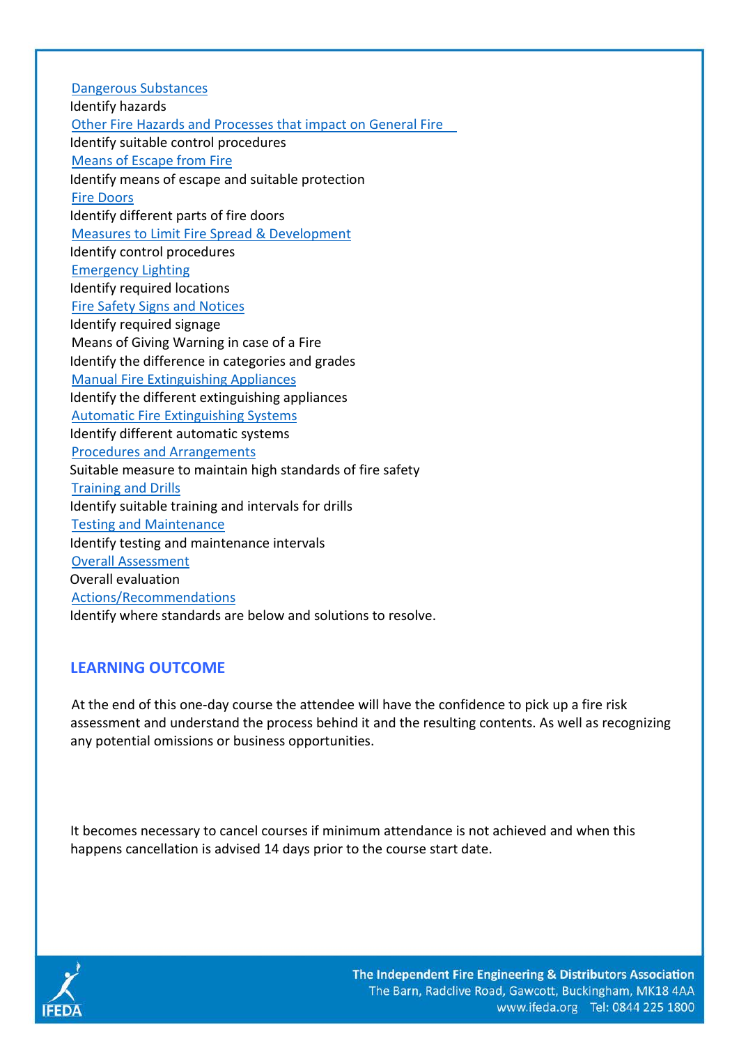Dangerous Substances
Identify hazards
Other Fire Hazards and Processes that impact on General Fire
Identify suitable control procedures
Means of Escape from Fire
Identify means of escape and suitable protection
Fire Doors
Identify different parts of fire doors
Measures to Limit Fire Spread & Development
Identify control procedures
Emergency Lighting
Identify required locations
Fire Safety Signs and Notices
Identify required signage
Means of Giving Warning in case of a Fire
Identify the difference in categories and grades
Manual Fire Extinguishing Appliances
Identify the different extinguishing appliances
Automatic Fire Extinguishing Systems
Identify different automatic systems
Procedures and Arrangements
Suitable measure to maintain high standards of fire safety
Training and Drills
Identify suitable training and intervals for drills
Testing and Maintenance
Identify testing and maintenance intervals
Overall Assessment
Overall evaluation
Actions/Recommendations
Identify where standards are below and solutions to resolve.

## LEARNING OUTCOME

At the end of this one-day course the attendee will have the confidence to pick up a fire risk assessment and understand the process behind it and the resulting contents. As well as recognizing any potential omissions or business opportunities.

It becomes necessary to cancel courses if minimum attendance is not achieved and when this happens cancellation is advised 14 days prior to the course start date.

**The Independent Fire Engineering & Distributors Association**
The Barn, Radclive Road, Gawcott, Buckingham, MK18 4AA
www.ifeda.org Tel: 0844 225 1800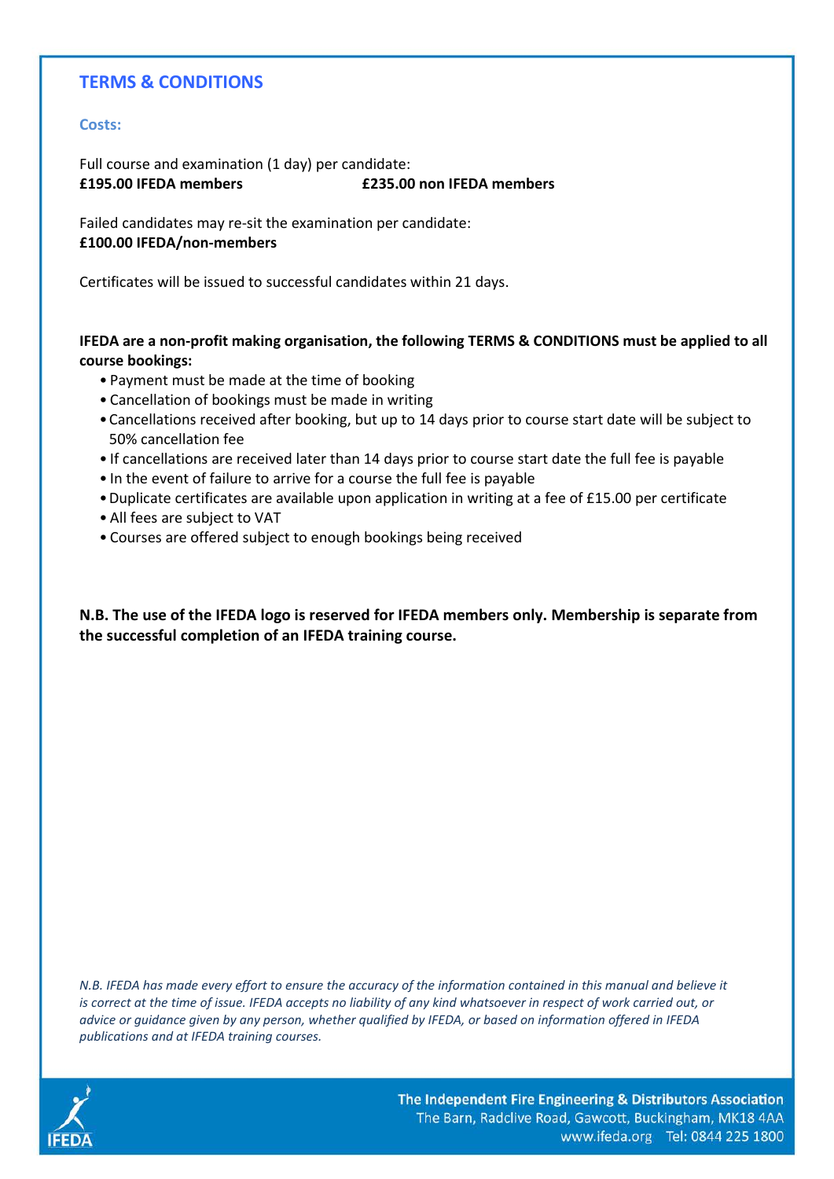## TERMS & CONDITIONS

### Costs:

Full course and examination (1 day) per candidate:
**£195.00 IFEDA members** **£235.00 non IFEDA members**

Failed candidates may re-sit the examination per candidate:
**£100.00 IFEDA/non-members**

Certificates will be issued to successful candidates within 21 days.

**IFEDA are a non-profit making organisation, the following TERMS & CONDITIONS must be applied to all course bookings:**

- Payment must be made at the time of booking
- Cancellation of bookings must be made in writing
- Cancellations received after booking, but up to 14 days prior to course start date will be subject to 50% cancellation fee
- If cancellations are received later than 14 days prior to course start date the full fee is payable
- In the event of failure to arrive for a course the full fee is payable
- Duplicate certificates are available upon application in writing at a fee of £15.00 per certificate
- All fees are subject to VAT
- Courses are offered subject to enough bookings being received

**N.B. The use of the IFEDA logo is reserved for IFEDA members only. Membership is separate from the successful completion of an IFEDA training course.**

*N.B. IFEDA has made every effort to ensure the accuracy of the information contained in this manual and believe it is correct at the time of issue. IFEDA accepts no liability of any kind whatsoever in respect of work carried out, or advice or guidance given by any person, whether qualified by IFEDA, or based on information offered in IFEDA publications and at IFEDA training courses.*

IFEDA

**The Independent Fire Engineering & Distributors Association**
The Barn, Radclive Road, Gawcott, Buckingham, MK18 4AA
www.ifeda.org Tel: 0844 225 1800